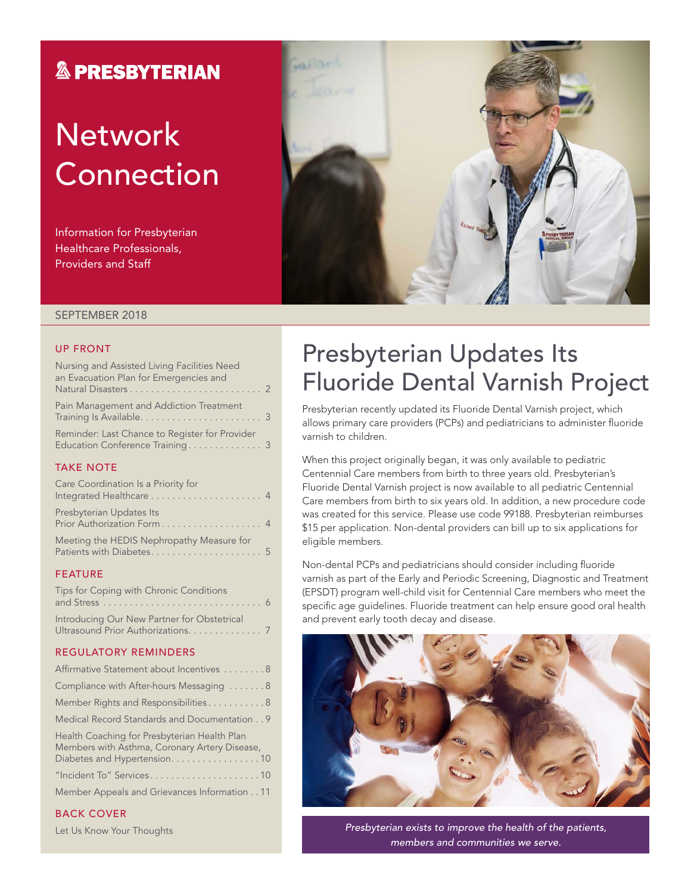# PRESBYTERIAN

# Network Connection

Information for Presbyterian Healthcare Professionals, Providers and Staff

SEPTEMBER 2018

### UP FRONT

Nursing and Assisted Living Facilities Need an Evacuation Plan for Emergencies and Natural Disasters . . . . . 2

Pain Management and Addiction Treatment Training Is Available . . . . . 3

Reminder: Last Chance to Register for Provider Education Conference Training . . . . . 3

### TAKE NOTE

Care Coordination Is a Priority for Integrated Healthcare . . . . . 4

Presbyterian Updates Its Prior Authorization Form . . . . . 4

Meeting the HEDIS Nephropathy Measure for Patients with Diabetes . . . . . 5

### FEATURE

Tips for Coping with Chronic Conditions and Stress . . . . . 6

Introducing Our New Partner for Obstetrical Ultrasound Prior Authorizations . . . . . 7

### REGULATORY REMINDERS

Affirmative Statement about Incentives . . . . . 8

Compliance with After-hours Messaging . . . . . 8

Member Rights and Responsibilities . . . . . 8

Medical Record Standards and Documentation . . 9

Health Coaching for Presbyterian Health Plan Members with Asthma, Coronary Artery Disease, Diabetes and Hypertension . . . . . 10

"Incident To" Services . . . . . 10

Member Appeals and Grievances Information . . 11

### BACK COVER

Let Us Know Your Thoughts

# Presbyterian Updates Its Fluoride Dental Varnish Project

Presbyterian recently updated its Fluoride Dental Varnish project, which allows primary care providers (PCPs) and pediatricians to administer fluoride varnish to children.

When this project originally began, it was only available to pediatric Centennial Care members from birth to three years old. Presbyterian's Fluoride Dental Varnish project is now available to all pediatric Centennial Care members from birth to six years old. In addition, a new procedure code was created for this service. Please use code 99188. Presbyterian reimburses $15 per application. Non-dental providers can bill up to six applications for eligible members.

Non-dental PCPs and pediatricians should consider including fluoride varnish as part of the Early and Periodic Screening, Diagnostic and Treatment (EPSDT) program well-child visit for Centennial Care members who meet the specific age guidelines. Fluoride treatment can help ensure good oral health and prevent early tooth decay and disease.

*Presbyterian exists to improve the health of the patients, members and communities we serve.*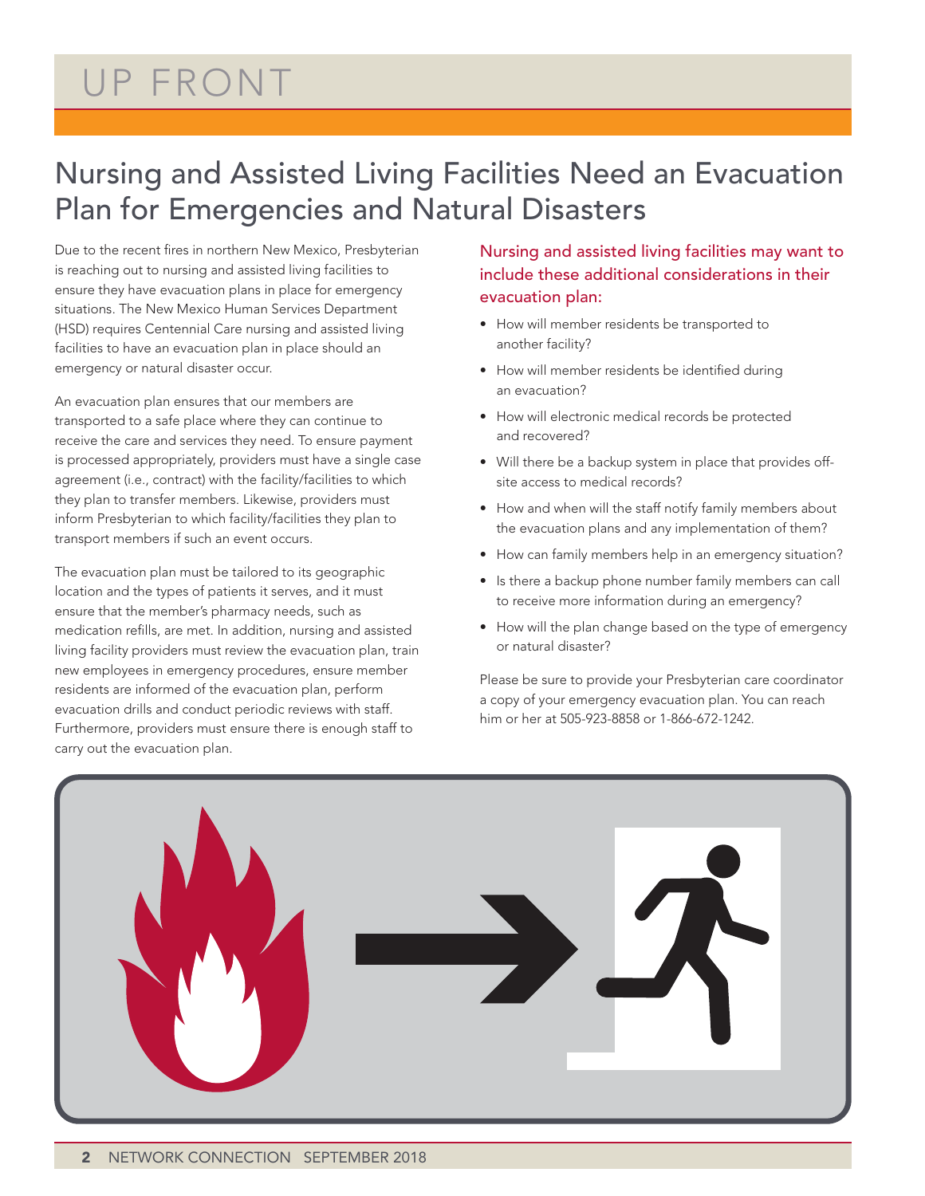# UP FRONT

## Nursing and Assisted Living Facilities Need an Evacuation Plan for Emergencies and Natural Disasters

Due to the recent fires in northern New Mexico, Presbyterian is reaching out to nursing and assisted living facilities to ensure they have evacuation plans in place for emergency situations. The New Mexico Human Services Department (HSD) requires Centennial Care nursing and assisted living facilities to have an evacuation plan in place should an emergency or natural disaster occur.

An evacuation plan ensures that our members are transported to a safe place where they can continue to receive the care and services they need. To ensure payment is processed appropriately, providers must have a single case agreement (i.e., contract) with the facility/facilities to which they plan to transfer members. Likewise, providers must inform Presbyterian to which facility/facilities they plan to transport members if such an event occurs.

The evacuation plan must be tailored to its geographic location and the types of patients it serves, and it must ensure that the member's pharmacy needs, such as medication refills, are met. In addition, nursing and assisted living facility providers must review the evacuation plan, train new employees in emergency procedures, ensure member residents are informed of the evacuation plan, perform evacuation drills and conduct periodic reviews with staff. Furthermore, providers must ensure there is enough staff to carry out the evacuation plan.

### Nursing and assisted living facilities may want to include these additional considerations in their evacuation plan:

- How will member residents be transported to another facility?
- How will member residents be identified during an evacuation?
- How will electronic medical records be protected and recovered?
- Will there be a backup system in place that provides off-site access to medical records?
- How and when will the staff notify family members about the evacuation plans and any implementation of them?
- How can family members help in an emergency situation?
- Is there a backup phone number family members can call to receive more information during an emergency?
- How will the plan change based on the type of emergency or natural disaster?

Please be sure to provide your Presbyterian care coordinator a copy of your emergency evacuation plan. You can reach him or her at 505-923-8858 or 1-866-672-1242.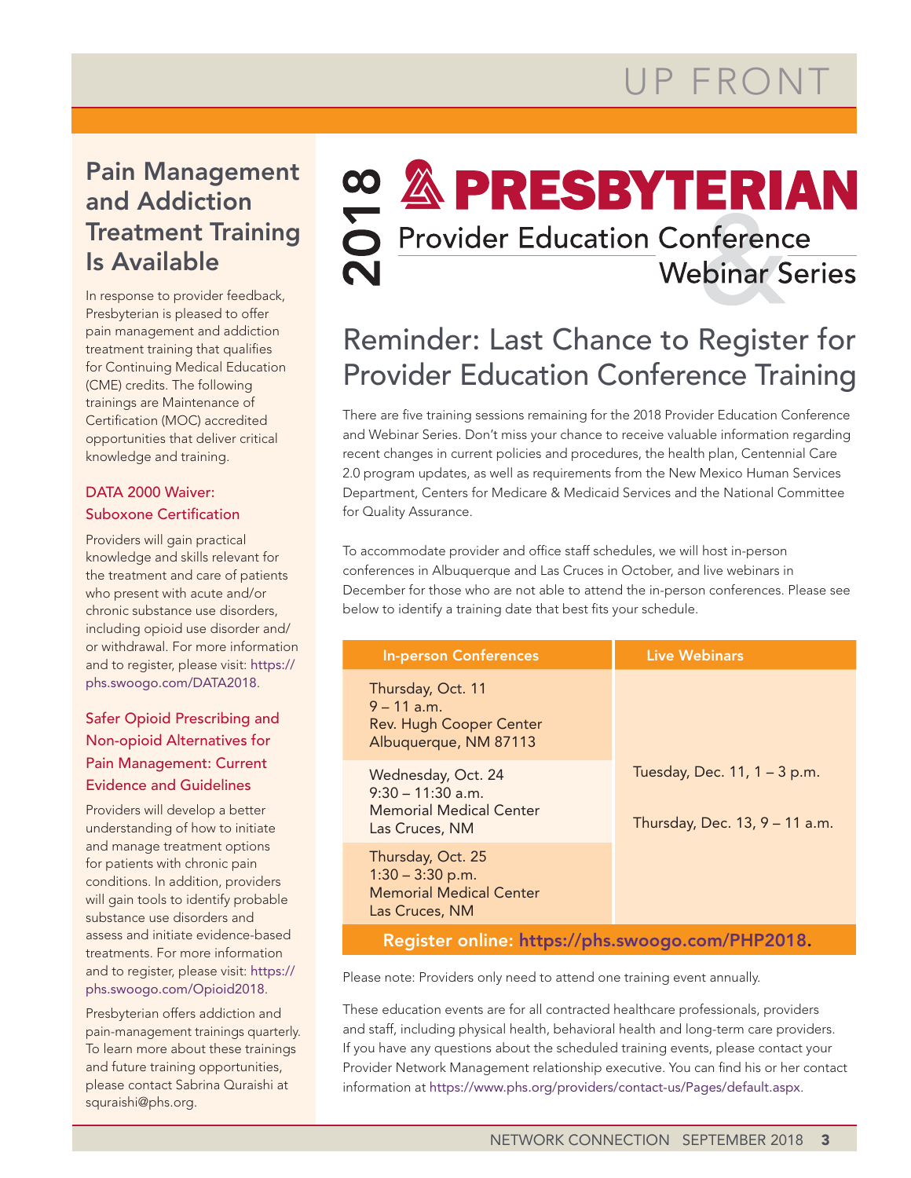# UP FRONT

## Pain Management and Addiction Treatment Training Is Available

In response to provider feedback, Presbyterian is pleased to offer pain management and addiction treatment training that qualifies for Continuing Medical Education (CME) credits. The following trainings are Maintenance of Certification (MOC) accredited opportunities that deliver critical knowledge and training.

### DATA 2000 Waiver: Suboxone Certification

Providers will gain practical knowledge and skills relevant for the treatment and care of patients who present with acute and/or chronic substance use disorders, including opioid use disorder and/or withdrawal. For more information and to register, please visit: https://phs.swoogo.com/DATA2018.

### Safer Opioid Prescribing and Non-opioid Alternatives for Pain Management: Current Evidence and Guidelines

Providers will develop a better understanding of how to initiate and manage treatment options for patients with chronic pain conditions. In addition, providers will gain tools to identify probable substance use disorders and assess and initiate evidence-based treatments. For more information and to register, please visit: https://phs.swoogo.com/Opioid2018.

Presbyterian offers addiction and pain-management trainings quarterly. To learn more about these trainings and future training opportunities, please contact Sabrina Quraishi at squraishi@phs.org.

## 2018 PRESBYTERIAN Provider Education Conference & Webinar Series

## Reminder: Last Chance to Register for Provider Education Conference Training

There are five training sessions remaining for the 2018 Provider Education Conference and Webinar Series. Don't miss your chance to receive valuable information regarding recent changes in current policies and procedures, the health plan, Centennial Care 2.0 program updates, as well as requirements from the New Mexico Human Services Department, Centers for Medicare & Medicaid Services and the National Committee for Quality Assurance.

To accommodate provider and office staff schedules, we will host in-person conferences in Albuquerque and Las Cruces in October, and live webinars in December for those who are not able to attend the in-person conferences. Please see below to identify a training date that best fits your schedule.

| In-person Conferences | Live Webinars |
|---|---|
| Thursday, Oct. 11<br>9 – 11 a.m.<br>Rev. Hugh Cooper Center<br>Albuquerque, NM 87113 | Tuesday, Dec. 11, 1 – 3 p.m.<br><br>Thursday, Dec. 13, 9 – 11 a.m. |
| Wednesday, Oct. 24<br>9:30 – 11:30 a.m.<br>Memorial Medical Center<br>Las Cruces, NM | |
| Thursday, Oct. 25<br>1:30 – 3:30 p.m.<br>Memorial Medical Center<br>Las Cruces, NM | |

**Register online: https://phs.swoogo.com/PHP2018.**

Please note: Providers only need to attend one training event annually.

These education events are for all contracted healthcare professionals, providers and staff, including physical health, behavioral health and long-term care providers. If you have any questions about the scheduled training events, please contact your Provider Network Management relationship executive. You can find his or her contact information at https://www.phs.org/providers/contact-us/Pages/default.aspx.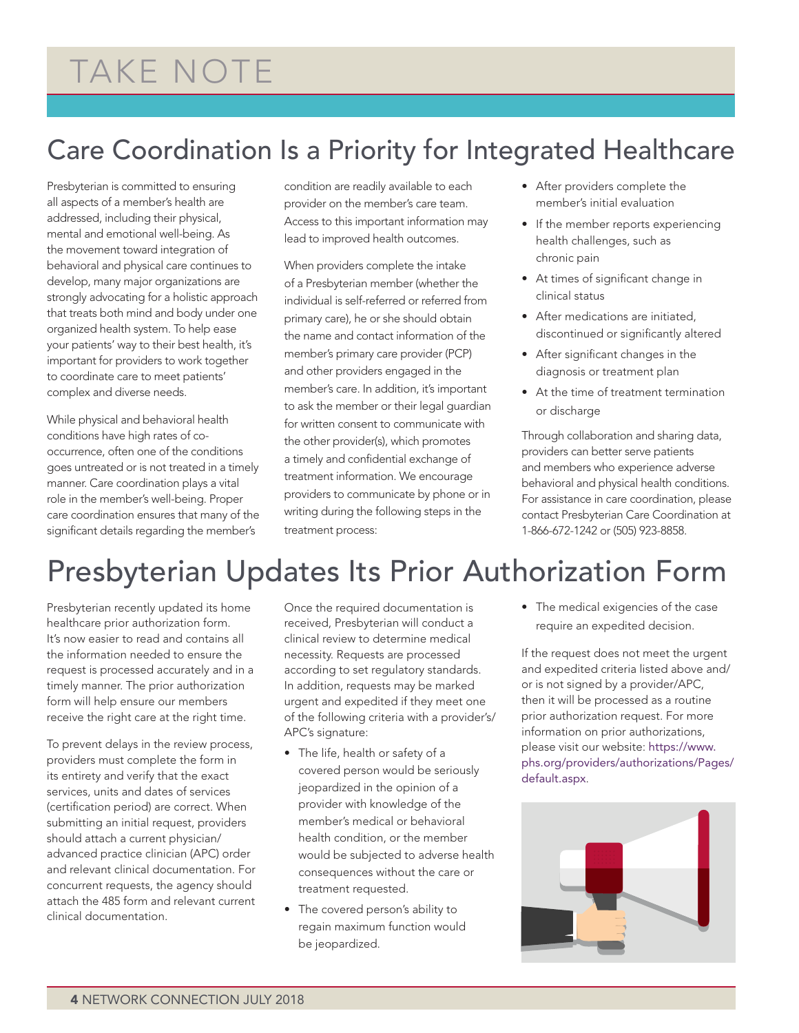# TAKE NOTE

## Care Coordination Is a Priority for Integrated Healthcare

Presbyterian is committed to ensuring all aspects of a member's health are addressed, including their physical, mental and emotional well-being. As the movement toward integration of behavioral and physical care continues to develop, many major organizations are strongly advocating for a holistic approach that treats both mind and body under one organized health system. To help ease your patients' way to their best health, it's important for providers to work together to coordinate care to meet patients' complex and diverse needs.

While physical and behavioral health conditions have high rates of co-occurrence, often one of the conditions goes untreated or is not treated in a timely manner. Care coordination plays a vital role in the member's well-being. Proper care coordination ensures that many of the significant details regarding the member's condition are readily available to each provider on the member's care team. Access to this important information may lead to improved health outcomes.

When providers complete the intake of a Presbyterian member (whether the individual is self-referred or referred from primary care), he or she should obtain the name and contact information of the member's primary care provider (PCP) and other providers engaged in the member's care. In addition, it's important to ask the member or their legal guardian for written consent to communicate with the other provider(s), which promotes a timely and confidential exchange of treatment information. We encourage providers to communicate by phone or in writing during the following steps in the treatment process:

- After providers complete the member's initial evaluation
- If the member reports experiencing health challenges, such as chronic pain
- At times of significant change in clinical status
- After medications are initiated, discontinued or significantly altered
- After significant changes in the diagnosis or treatment plan
- At the time of treatment termination or discharge

Through collaboration and sharing data, providers can better serve patients and members who experience adverse behavioral and physical health conditions. For assistance in care coordination, please contact Presbyterian Care Coordination at 1-866-672-1242 or (505) 923-8858.

## Presbyterian Updates Its Prior Authorization Form

Presbyterian recently updated its home healthcare prior authorization form. It's now easier to read and contains all the information needed to ensure the request is processed accurately and in a timely manner. The prior authorization form will help ensure our members receive the right care at the right time.

To prevent delays in the review process, providers must complete the form in its entirety and verify that the exact services, units and dates of services (certification period) are correct. When submitting an initial request, providers should attach a current physician/advanced practice clinician (APC) order and relevant clinical documentation. For concurrent requests, the agency should attach the 485 form and relevant current clinical documentation.

Once the required documentation is received, Presbyterian will conduct a clinical review to determine medical necessity. Requests are processed according to set regulatory standards. In addition, requests may be marked urgent and expedited if they meet one of the following criteria with a provider's/APC's signature:

- The life, health or safety of a covered person would be seriously jeopardized in the opinion of a provider with knowledge of the member's medical or behavioral health condition, or the member would be subjected to adverse health consequences without the care or treatment requested.
- The covered person's ability to regain maximum function would be jeopardized.
- The medical exigencies of the case require an expedited decision.

If the request does not meet the urgent and expedited criteria listed above and/or is not signed by a provider/APC, then it will be processed as a routine prior authorization request. For more information on prior authorizations, please visit our website: https://www.phs.org/providers/authorizations/Pages/default.aspx.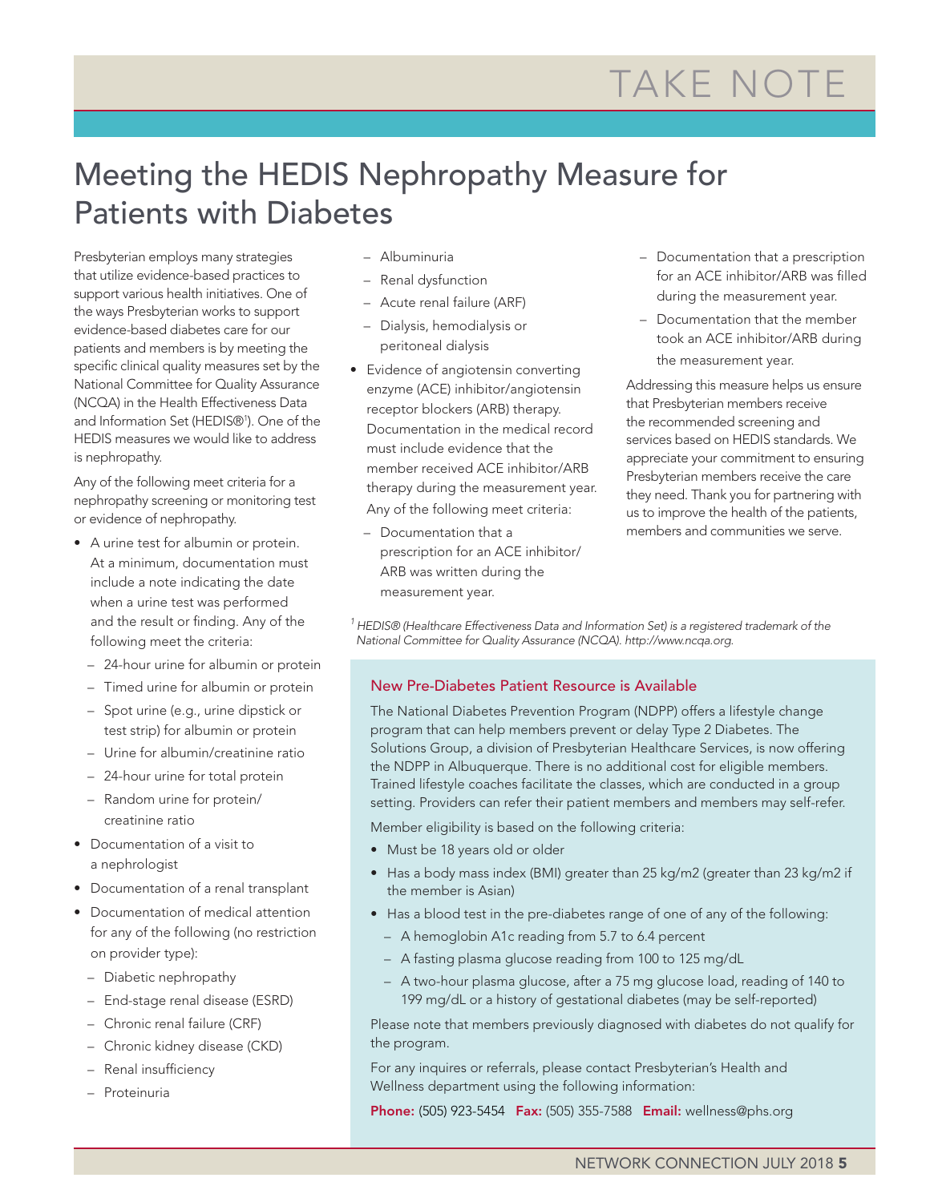TAKE NOTE

# Meeting the HEDIS Nephropathy Measure for Patients with Diabetes

Presbyterian employs many strategies that utilize evidence-based practices to support various health initiatives. One of the ways Presbyterian works to support evidence-based diabetes care for our patients and members is by meeting the specific clinical quality measures set by the National Committee for Quality Assurance (NCQA) in the Health Effectiveness Data and Information Set (HEDIS®[1]). One of the HEDIS measures we would like to address is nephropathy.

Any of the following meet criteria for a nephropathy screening or monitoring test or evidence of nephropathy.

- A urine test for albumin or protein. At a minimum, documentation must include a note indicating the date when a urine test was performed and the result or finding. Any of the following meet the criteria:
  - 24-hour urine for albumin or protein
  - Timed urine for albumin or protein
  - Spot urine (e.g., urine dipstick or test strip) for albumin or protein
  - Urine for albumin/creatinine ratio
  - 24-hour urine for total protein
  - Random urine for protein/creatinine ratio
- Documentation of a visit to a nephrologist
- Documentation of a renal transplant
- Documentation of medical attention for any of the following (no restriction on provider type):
  - Diabetic nephropathy
  - End-stage renal disease (ESRD)
  - Chronic renal failure (CRF)
  - Chronic kidney disease (CKD)
  - Renal insufficiency
  - Proteinuria
  - Albuminuria
  - Renal dysfunction
  - Acute renal failure (ARF)
  - Dialysis, hemodialysis or peritoneal dialysis
- Evidence of angiotensin converting enzyme (ACE) inhibitor/angiotensin receptor blockers (ARB) therapy. Documentation in the medical record must include evidence that the member received ACE inhibitor/ARB therapy during the measurement year. Any of the following meet criteria:
  - Documentation that a prescription for an ACE inhibitor/ARB was written during the measurement year.
  - Documentation that a prescription for an ACE inhibitor/ARB was filled during the measurement year.
  - Documentation that the member took an ACE inhibitor/ARB during the measurement year.

Addressing this measure helps us ensure that Presbyterian members receive the recommended screening and services based on HEDIS standards. We appreciate your commitment to ensuring Presbyterian members receive the care they need. Thank you for partnering with us to improve the health of the patients, members and communities we serve.

*[1] HEDIS® (Healthcare Effectiveness Data and Information Set) is a registered trademark of the National Committee for Quality Assurance (NCQA). http://www.ncqa.org.*

## New Pre-Diabetes Patient Resource is Available

The National Diabetes Prevention Program (NDPP) offers a lifestyle change program that can help members prevent or delay Type 2 Diabetes. The Solutions Group, a division of Presbyterian Healthcare Services, is now offering the NDPP in Albuquerque. There is no additional cost for eligible members. Trained lifestyle coaches facilitate the classes, which are conducted in a group setting. Providers can refer their patient members and members may self-refer.

Member eligibility is based on the following criteria:

- Must be 18 years old or older
- Has a body mass index (BMI) greater than 25 kg/m2 (greater than 23 kg/m2 if the member is Asian)
- Has a blood test in the pre-diabetes range of one of any of the following:
  - A hemoglobin A1c reading from 5.7 to 6.4 percent
  - A fasting plasma glucose reading from 100 to 125 mg/dL
  - A two-hour plasma glucose, after a 75 mg glucose load, reading of 140 to 199 mg/dL or a history of gestational diabetes (may be self-reported)

Please note that members previously diagnosed with diabetes do not qualify for the program.

For any inquires or referrals, please contact Presbyterian's Health and Wellness department using the following information:

**Phone:** (505) 923-5454 **Fax:** (505) 355-7588 **Email:** wellness@phs.org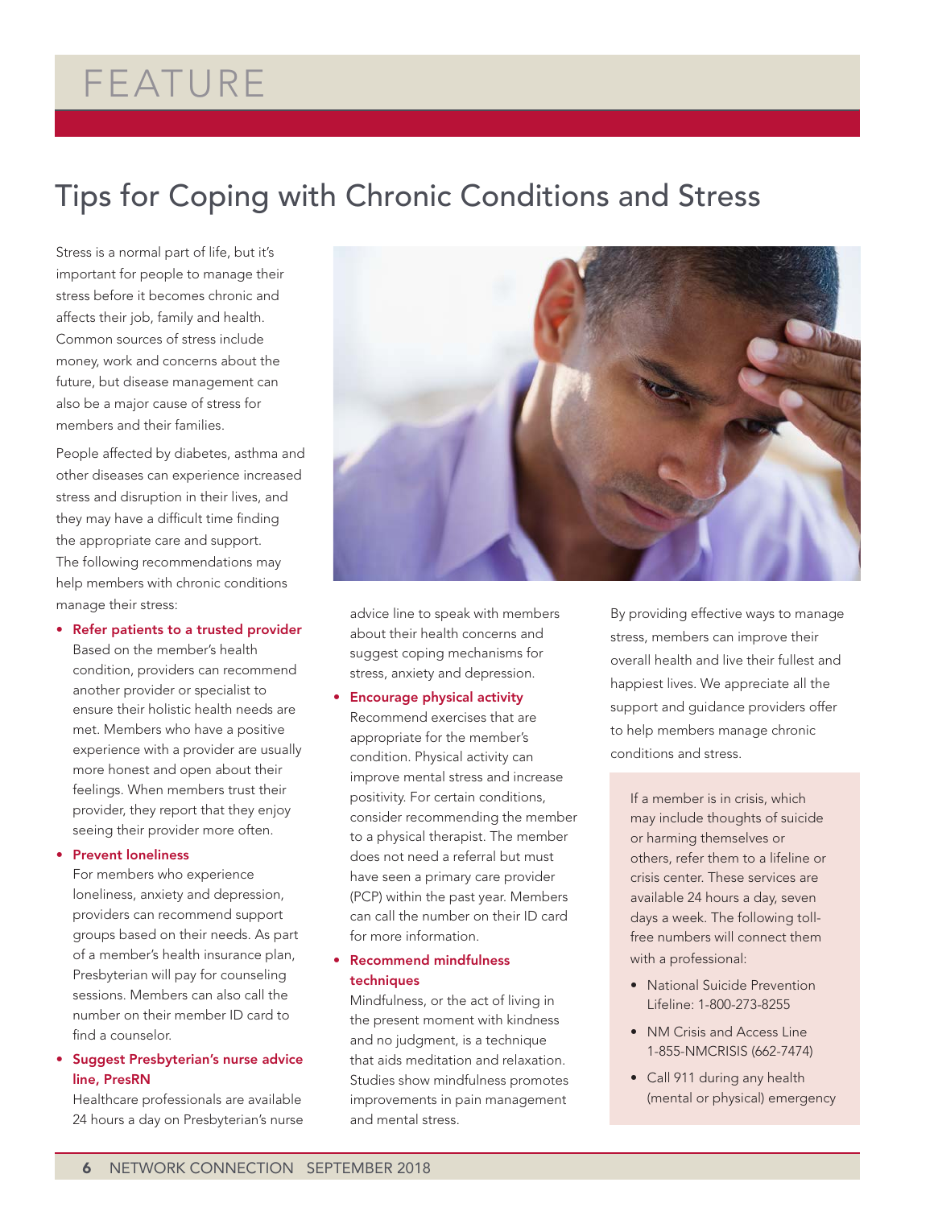# FEATURE

## Tips for Coping with Chronic Conditions and Stress

Stress is a normal part of life, but it's important for people to manage their stress before it becomes chronic and affects their job, family and health. Common sources of stress include money, work and concerns about the future, but disease management can also be a major cause of stress for members and their families.

People affected by diabetes, asthma and other diseases can experience increased stress and disruption in their lives, and they may have a difficult time finding the appropriate care and support. The following recommendations may help members with chronic conditions manage their stress:

- **Refer patients to a trusted provider**
  Based on the member's health condition, providers can recommend another provider or specialist to ensure their holistic health needs are met. Members who have a positive experience with a provider are usually more honest and open about their feelings. When members trust their provider, they report that they enjoy seeing their provider more often.
- **Prevent loneliness**
  For members who experience loneliness, anxiety and depression, providers can recommend support groups based on their needs. As part of a member's health insurance plan, Presbyterian will pay for counseling sessions. Members can also call the number on their member ID card to find a counselor.
- **Suggest Presbyterian's nurse advice line, PresRN**
  Healthcare professionals are available 24 hours a day on Presbyterian's nurse advice line to speak with members about their health concerns and suggest coping mechanisms for stress, anxiety and depression.
- **Encourage physical activity**
  Recommend exercises that are appropriate for the member's condition. Physical activity can improve mental stress and increase positivity. For certain conditions, consider recommending the member to a physical therapist. The member does not need a referral but must have seen a primary care provider (PCP) within the past year. Members can call the number on their ID card for more information.
- **Recommend mindfulness techniques**
  Mindfulness, or the act of living in the present moment with kindness and no judgment, is a technique that aids meditation and relaxation. Studies show mindfulness promotes improvements in pain management and mental stress.

By providing effective ways to manage stress, members can improve their overall health and live their fullest and happiest lives. We appreciate all the support and guidance providers offer to help members manage chronic conditions and stress.

If a member is in crisis, which may include thoughts of suicide or harming themselves or others, refer them to a lifeline or crisis center. These services are available 24 hours a day, seven days a week. The following toll-free numbers will connect them with a professional:

- National Suicide Prevention Lifeline: 1-800-273-8255
- NM Crisis and Access Line 1-855-NMCRISIS (662-7474)
- Call 911 during any health (mental or physical) emergency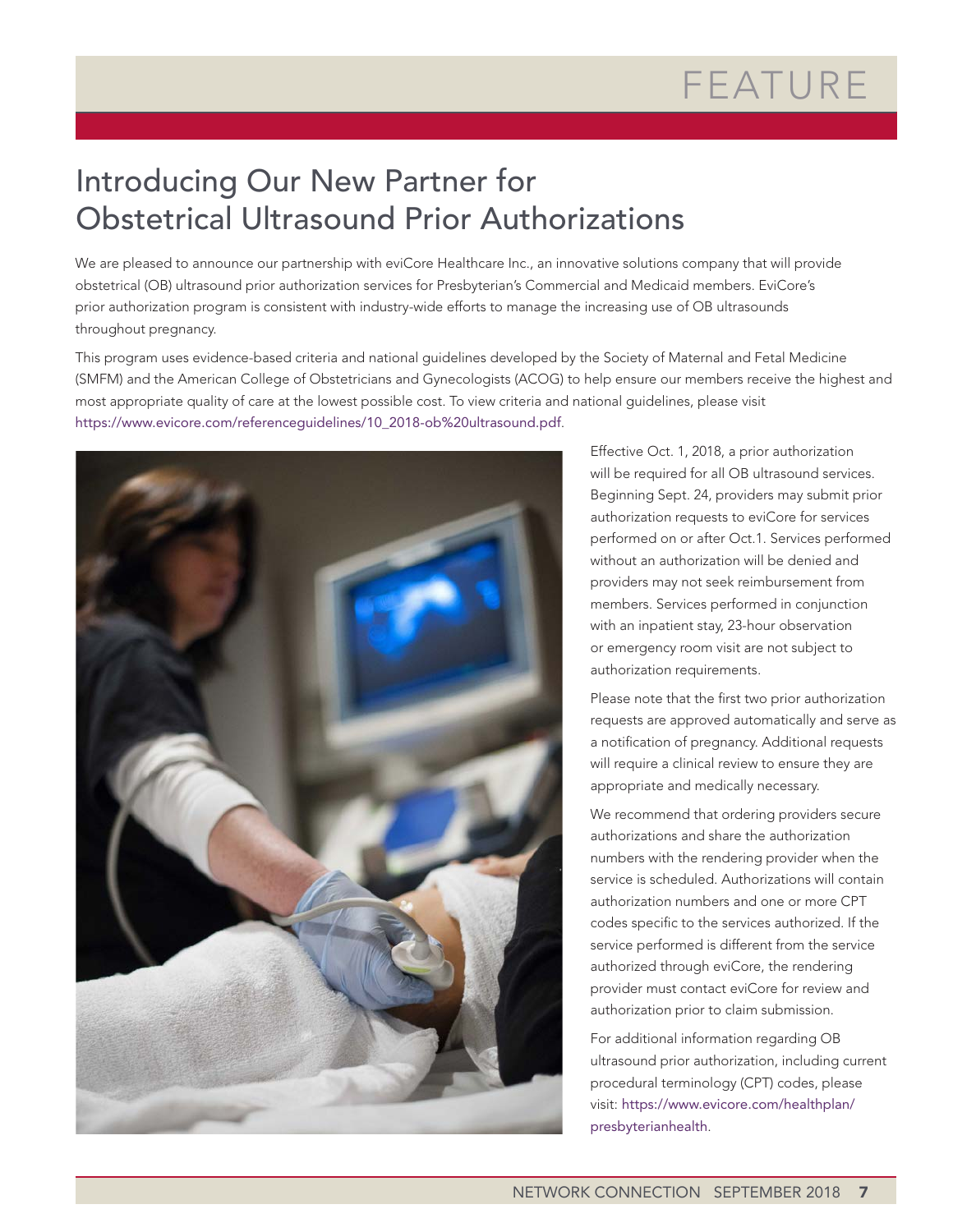# FEATURE

## Introducing Our New Partner for Obstetrical Ultrasound Prior Authorizations

We are pleased to announce our partnership with eviCore Healthcare Inc., an innovative solutions company that will provide obstetrical (OB) ultrasound prior authorization services for Presbyterian's Commercial and Medicaid members. EviCore's prior authorization program is consistent with industry-wide efforts to manage the increasing use of OB ultrasounds throughout pregnancy.

This program uses evidence-based criteria and national guidelines developed by the Society of Maternal and Fetal Medicine (SMFM) and the American College of Obstetricians and Gynecologists (ACOG) to help ensure our members receive the highest and most appropriate quality of care at the lowest possible cost. To view criteria and national guidelines, please visit https://www.evicore.com/referenceguidelines/10_2018-ob%20ultrasound.pdf.

Effective Oct. 1, 2018, a prior authorization will be required for all OB ultrasound services. Beginning Sept. 24, providers may submit prior authorization requests to eviCore for services performed on or after Oct.1. Services performed without an authorization will be denied and providers may not seek reimbursement from members. Services performed in conjunction with an inpatient stay, 23-hour observation or emergency room visit are not subject to authorization requirements.

Please note that the first two prior authorization requests are approved automatically and serve as a notification of pregnancy. Additional requests will require a clinical review to ensure they are appropriate and medically necessary.

We recommend that ordering providers secure authorizations and share the authorization numbers with the rendering provider when the service is scheduled. Authorizations will contain authorization numbers and one or more CPT codes specific to the services authorized. If the service performed is different from the service authorized through eviCore, the rendering provider must contact eviCore for review and authorization prior to claim submission.

For additional information regarding OB ultrasound prior authorization, including current procedural terminology (CPT) codes, please visit: https://www.evicore.com/healthplan/presbyterianhealth.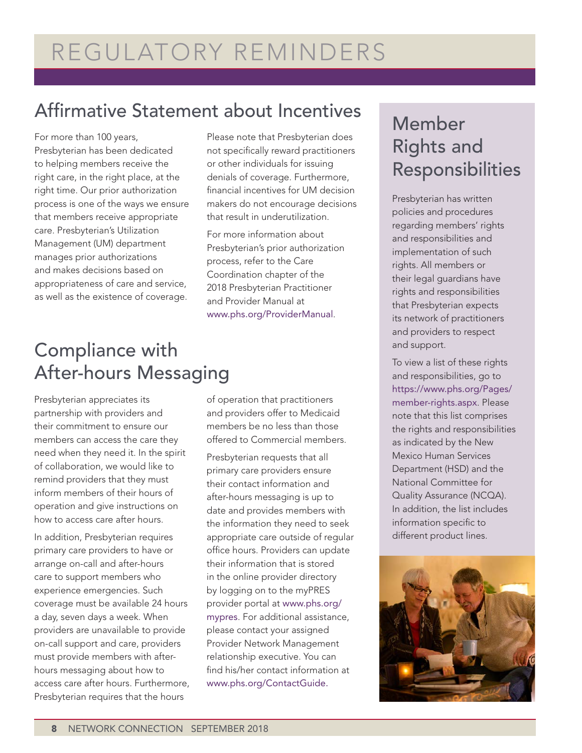# REGULATORY REMINDERS

## Affirmative Statement about Incentives

For more than 100 years, Presbyterian has been dedicated to helping members receive the right care, in the right place, at the right time. Our prior authorization process is one of the ways we ensure that members receive appropriate care. Presbyterian's Utilization Management (UM) department manages prior authorizations and makes decisions based on appropriateness of care and service, as well as the existence of coverage.

Please note that Presbyterian does not specifically reward practitioners or other individuals for issuing denials of coverage. Furthermore, financial incentives for UM decision makers do not encourage decisions that result in underutilization.

For more information about Presbyterian's prior authorization process, refer to the Care Coordination chapter of the 2018 Presbyterian Practitioner and Provider Manual at www.phs.org/ProviderManual.

## Compliance with After-hours Messaging

Presbyterian appreciates its partnership with providers and their commitment to ensure our members can access the care they need when they need it. In the spirit of collaboration, we would like to remind providers that they must inform members of their hours of operation and give instructions on how to access care after hours.

In addition, Presbyterian requires primary care providers to have or arrange on-call and after-hours care to support members who experience emergencies. Such coverage must be available 24 hours a day, seven days a week. When providers are unavailable to provide on-call support and care, providers must provide members with after-hours messaging about how to access care after hours. Furthermore, Presbyterian requires that the hours of operation that practitioners and providers offer to Medicaid members be no less than those offered to Commercial members.

Presbyterian requests that all primary care providers ensure their contact information and after-hours messaging is up to date and provides members with the information they need to seek appropriate care outside of regular office hours. Providers can update their information that is stored in the online provider directory by logging on to the myPRES provider portal at www.phs.org/mypres. For additional assistance, please contact your assigned Provider Network Management relationship executive. You can find his/her contact information at www.phs.org/ContactGuide.

## Member Rights and Responsibilities

Presbyterian has written policies and procedures regarding members' rights and responsibilities and implementation of such rights. All members or their legal guardians have rights and responsibilities that Presbyterian expects its network of practitioners and providers to respect and support.

To view a list of these rights and responsibilities, go to https://www.phs.org/Pages/member-rights.aspx. Please note that this list comprises the rights and responsibilities as indicated by the New Mexico Human Services Department (HSD) and the National Committee for Quality Assurance (NCQA). In addition, the list includes information specific to different product lines.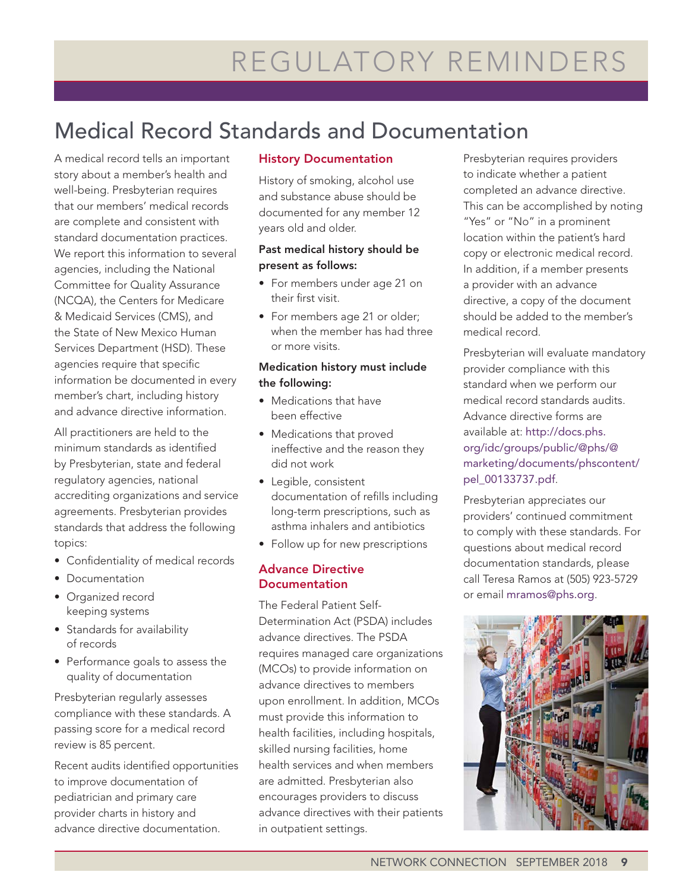# REGULATORY REMINDERS

## Medical Record Standards and Documentation

A medical record tells an important story about a member's health and well-being. Presbyterian requires that our members' medical records are complete and consistent with standard documentation practices. We report this information to several agencies, including the National Committee for Quality Assurance (NCQA), the Centers for Medicare & Medicaid Services (CMS), and the State of New Mexico Human Services Department (HSD). These agencies require that specific information be documented in every member's chart, including history and advance directive information.

All practitioners are held to the minimum standards as identified by Presbyterian, state and federal regulatory agencies, national accrediting organizations and service agreements. Presbyterian provides standards that address the following topics:

- Confidentiality of medical records
- Documentation
- Organized record keeping systems
- Standards for availability of records
- Performance goals to assess the quality of documentation

Presbyterian regularly assesses compliance with these standards. A passing score for a medical record review is 85 percent.

Recent audits identified opportunities to improve documentation of pediatrician and primary care provider charts in history and advance directive documentation.

### History Documentation

History of smoking, alcohol use and substance abuse should be documented for any member 12 years old and older.

**Past medical history should be present as follows:**

- For members under age 21 on their first visit.
- For members age 21 or older; when the member has had three or more visits.

**Medication history must include the following:**

- Medications that have been effective
- Medications that proved ineffective and the reason they did not work
- Legible, consistent documentation of refills including long-term prescriptions, such as asthma inhalers and antibiotics
- Follow up for new prescriptions

### Advance Directive Documentation

The Federal Patient Self-Determination Act (PSDA) includes advance directives. The PSDA requires managed care organizations (MCOs) to provide information on advance directives to members upon enrollment. In addition, MCOs must provide this information to health facilities, including hospitals, skilled nursing facilities, home health services and when members are admitted. Presbyterian also encourages providers to discuss advance directives with their patients in outpatient settings.

Presbyterian requires providers to indicate whether a patient completed an advance directive. This can be accomplished by noting "Yes" or "No" in a prominent location within the patient's hard copy or electronic medical record. In addition, if a member presents a provider with an advance directive, a copy of the document should be added to the member's medical record.

Presbyterian will evaluate mandatory provider compliance with this standard when we perform our medical record standards audits. Advance directive forms are available at: http://docs.phs.org/idc/groups/public/@phs/@marketing/documents/phscontent/pel_00133737.pdf.

Presbyterian appreciates our providers' continued commitment to comply with these standards. For questions about medical record documentation standards, please call Teresa Ramos at (505) 923-5729 or email mramos@phs.org.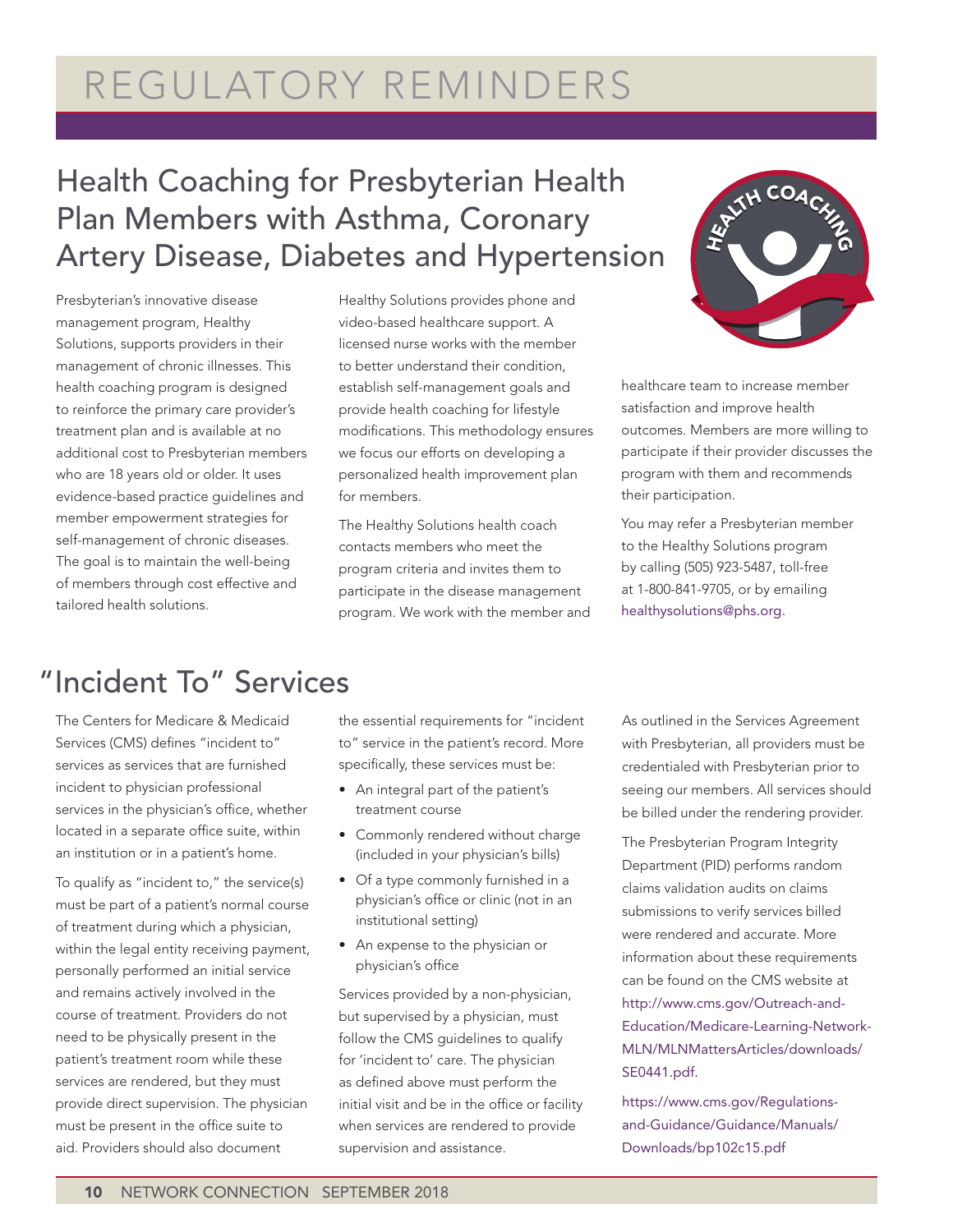# REGULATORY REMINDERS

## Health Coaching for Presbyterian Health Plan Members with Asthma, Coronary Artery Disease, Diabetes and Hypertension

Presbyterian's innovative disease management program, Healthy Solutions, supports providers in their management of chronic illnesses. This health coaching program is designed to reinforce the primary care provider's treatment plan and is available at no additional cost to Presbyterian members who are 18 years old or older. It uses evidence-based practice guidelines and member empowerment strategies for self-management of chronic diseases. The goal is to maintain the well-being of members through cost effective and tailored health solutions.

Healthy Solutions provides phone and video-based healthcare support. A licensed nurse works with the member to better understand their condition, establish self-management goals and provide health coaching for lifestyle modifications. This methodology ensures we focus our efforts on developing a personalized health improvement plan for members.

The Healthy Solutions health coach contacts members who meet the program criteria and invites them to participate in the disease management program. We work with the member and healthcare team to increase member satisfaction and improve health outcomes. Members are more willing to participate if their provider discusses the program with them and recommends their participation.

You may refer a Presbyterian member to the Healthy Solutions program by calling (505) 923-5487, toll-free at 1-800-841-9705, or by emailing healthysolutions@phs.org.

## "Incident To" Services

The Centers for Medicare & Medicaid Services (CMS) defines "incident to" services as services that are furnished incident to physician professional services in the physician's office, whether located in a separate office suite, within an institution or in a patient's home.

To qualify as "incident to," the service(s) must be part of a patient's normal course of treatment during which a physician, within the legal entity receiving payment, personally performed an initial service and remains actively involved in the course of treatment. Providers do not need to be physically present in the patient's treatment room while these services are rendered, but they must provide direct supervision. The physician must be present in the office suite to aid. Providers should also document the essential requirements for "incident to" service in the patient's record. More specifically, these services must be:

- An integral part of the patient's treatment course
- Commonly rendered without charge (included in your physician's bills)
- Of a type commonly furnished in a physician's office or clinic (not in an institutional setting)
- An expense to the physician or physician's office

Services provided by a non-physician, but supervised by a physician, must follow the CMS guidelines to qualify for 'incident to' care. The physician as defined above must perform the initial visit and be in the office or facility when services are rendered to provide supervision and assistance.

As outlined in the Services Agreement with Presbyterian, all providers must be credentialed with Presbyterian prior to seeing our members. All services should be billed under the rendering provider.

The Presbyterian Program Integrity Department (PID) performs random claims validation audits on claims submissions to verify services billed were rendered and accurate. More information about these requirements can be found on the CMS website at http://www.cms.gov/Outreach-and-Education/Medicare-Learning-Network-MLN/MLNMattersArticles/downloads/SE0441.pdf.

https://www.cms.gov/Regulations-and-Guidance/Guidance/Manuals/Downloads/bp102c15.pdf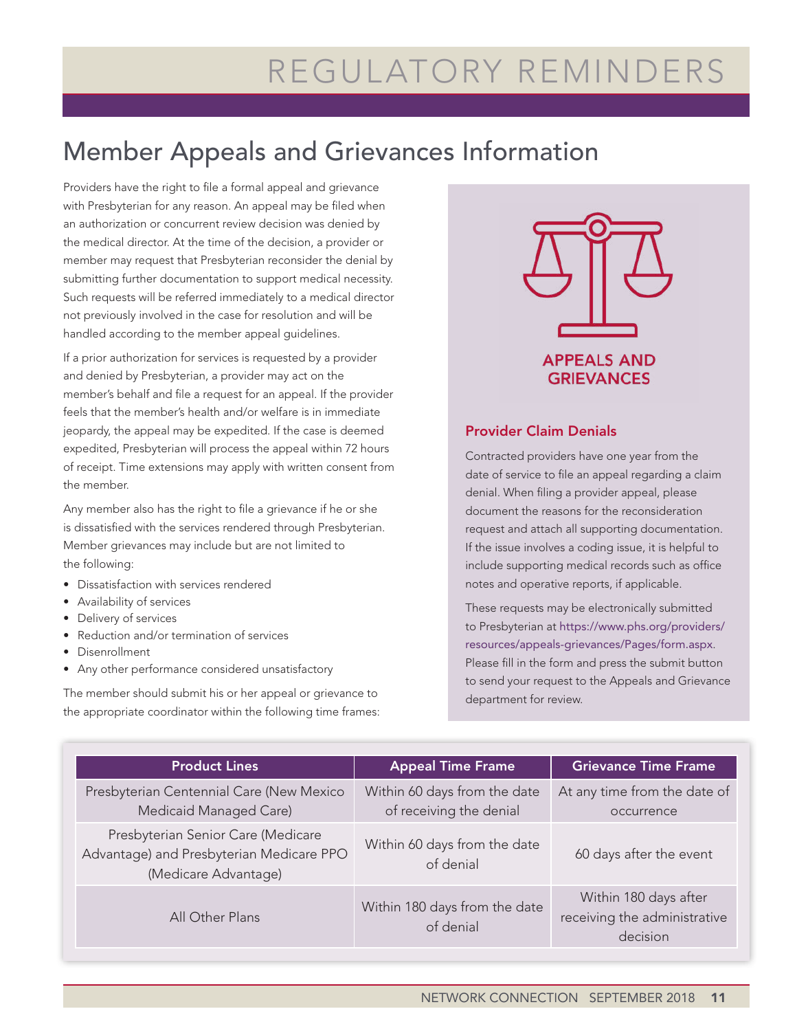# REGULATORY REMINDERS

## Member Appeals and Grievances Information

Providers have the right to file a formal appeal and grievance with Presbyterian for any reason. An appeal may be filed when an authorization or concurrent review decision was denied by the medical director. At the time of the decision, a provider or member may request that Presbyterian reconsider the denial by submitting further documentation to support medical necessity. Such requests will be referred immediately to a medical director not previously involved in the case for resolution and will be handled according to the member appeal guidelines.

If a prior authorization for services is requested by a provider and denied by Presbyterian, a provider may act on the member's behalf and file a request for an appeal. If the provider feels that the member's health and/or welfare is in immediate jeopardy, the appeal may be expedited. If the case is deemed expedited, Presbyterian will process the appeal within 72 hours of receipt. Time extensions may apply with written consent from the member.

Any member also has the right to file a grievance if he or she is dissatisfied with the services rendered through Presbyterian. Member grievances may include but are not limited to the following:

- Dissatisfaction with services rendered
- Availability of services
- Delivery of services
- Reduction and/or termination of services
- Disenrollment
- Any other performance considered unsatisfactory

The member should submit his or her appeal or grievance to the appropriate coordinator within the following time frames:

**APPEALS AND GRIEVANCES**

### Provider Claim Denials

Contracted providers have one year from the date of service to file an appeal regarding a claim denial. When filing a provider appeal, please document the reasons for the reconsideration request and attach all supporting documentation. If the issue involves a coding issue, it is helpful to include supporting medical records such as office notes and operative reports, if applicable.

These requests may be electronically submitted to Presbyterian at https://www.phs.org/providers/resources/appeals-grievances/Pages/form.aspx. Please fill in the form and press the submit button to send your request to the Appeals and Grievance department for review.

| Product Lines | Appeal Time Frame | Grievance Time Frame |
|---|---|---|
| Presbyterian Centennial Care (New Mexico Medicaid Managed Care) | Within 60 days from the date of receiving the denial | At any time from the date of occurrence |
| Presbyterian Senior Care (Medicare Advantage) and Presbyterian Medicare PPO (Medicare Advantage) | Within 60 days from the date of denial | 60 days after the event |
| All Other Plans | Within 180 days from the date of denial | Within 180 days after receiving the administrative decision |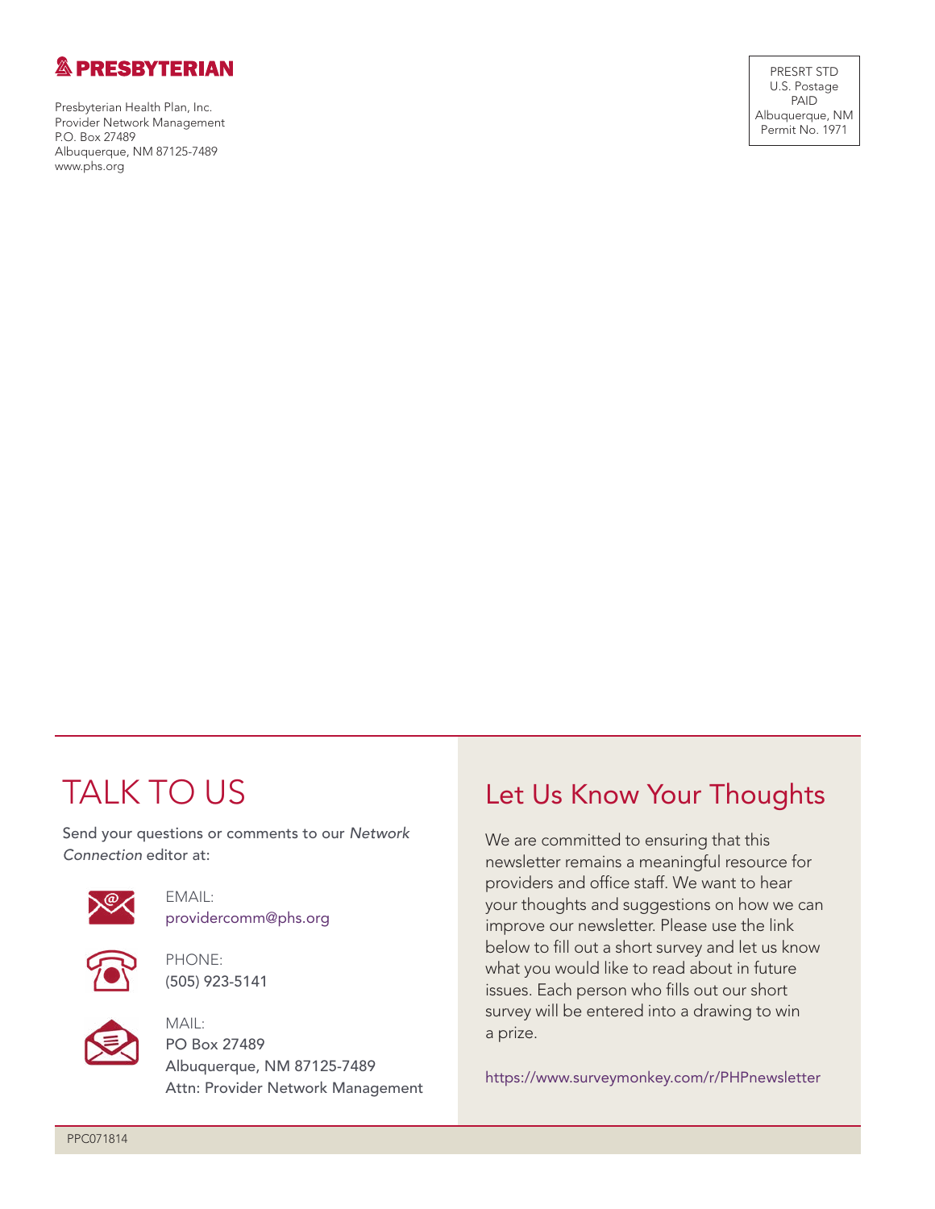**PRESBYTERIAN**

Presbyterian Health Plan, Inc.
Provider Network Management
P.O. Box 27489
Albuquerque, NM 87125-7489
www.phs.org

PRESRT STD
U.S. Postage
PAID
Albuquerque, NM
Permit No. 1971

# TALK TO US

Send your questions or comments to our *Network Connection* editor at:

EMAIL:
providercomm@phs.org

PHONE:
(505) 923-5141

MAIL:
PO Box 27489
Albuquerque, NM 87125-7489
Attn: Provider Network Management

## Let Us Know Your Thoughts

We are committed to ensuring that this newsletter remains a meaningful resource for providers and office staff. We want to hear your thoughts and suggestions on how we can improve our newsletter. Please use the link below to fill out a short survey and let us know what you would like to read about in future issues. Each person who fills out our short survey will be entered into a drawing to win a prize.

https://www.surveymonkey.com/r/PHPnewsletter

PPC071814